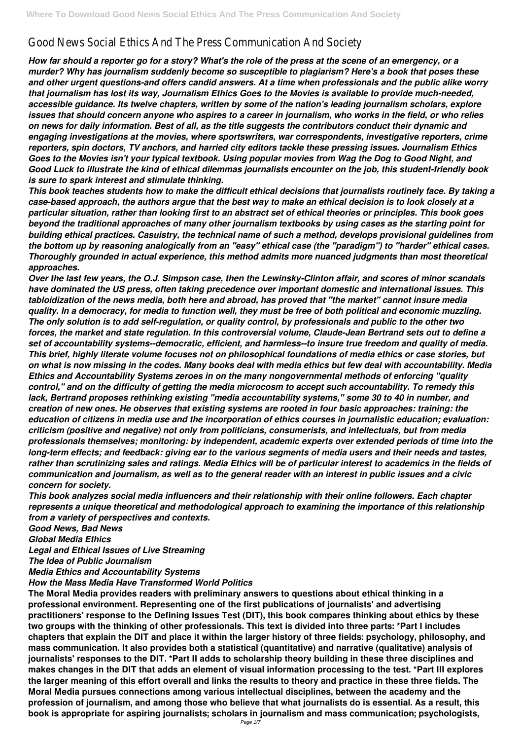# Good News Social Ethics And The Press Communication And Society

*How far should a reporter go for a story? What's the role of the press at the scene of an emergency, or a murder? Why has journalism suddenly become so susceptible to plagiarism? Here's a book that poses these and other urgent questions-and offers candid answers. At a time when professionals and the public alike worry that journalism has lost its way, Journalism Ethics Goes to the Movies is available to provide much-needed, accessible guidance. Its twelve chapters, written by some of the nation's leading journalism scholars, explore issues that should concern anyone who aspires to a career in journalism, who works in the field, or who relies on news for daily information. Best of all, as the title suggests the contributors conduct their dynamic and engaging investigations at the movies, where sportswriters, war correspondents, investigative reporters, crime reporters, spin doctors, TV anchors, and harried city editors tackle these pressing issues. Journalism Ethics Goes to the Movies isn't your typical textbook. Using popular movies from Wag the Dog to Good Night, and Good Luck to illustrate the kind of ethical dilemmas journalists encounter on the job, this student-friendly book is sure to spark interest and stimulate thinking.*

*This book teaches students how to make the difficult ethical decisions that journalists routinely face. By taking a case-based approach, the authors argue that the best way to make an ethical decision is to look closely at a particular situation, rather than looking first to an abstract set of ethical theories or principles. This book goes beyond the traditional approaches of many other journalism textbooks by using cases as the starting point for building ethical practices. Casuistry, the technical name of such a method, develops provisional guidelines from the bottom up by reasoning analogically from an "easy" ethical case (the "paradigm") to "harder" ethical cases. Thoroughly grounded in actual experience, this method admits more nuanced judgments than most theoretical approaches.*

*Over the last few years, the O.J. Simpson case, then the Lewinsky-Clinton affair, and scores of minor scandals have dominated the US press, often taking precedence over important domestic and international issues. This tabloidization of the news media, both here and abroad, has proved that "the market" cannot insure media quality. In a democracy, for media to function well, they must be free of both political and economic muzzling. The only solution is to add self-regulation, or quality control, by professionals and public to the other two forces, the market and state regulation. In this controversial volume, Claude-Jean Bertrand sets out to define a set of accountability systems--democratic, efficient, and harmless--to insure true freedom and quality of media. This brief, highly literate volume focuses not on philosophical foundations of media ethics or case stories, but on what is now missing in the codes. Many books deal with media ethics but few deal with accountability. Media Ethics and Accountability Systems zeroes in on the many nongovernmental methods of enforcing "quality control," and on the difficulty of getting the media microcosm to accept such accountability. To remedy this lack, Bertrand proposes rethinking existing "media accountability systems," some 30 to 40 in number, and creation of new ones. He observes that existing systems are rooted in four basic approaches: training: the education of citizens in media use and the incorporation of ethics courses in journalistic education; evaluation: criticism (positive and negative) not only from politicians, consumerists, and intellectuals, but from media professionals themselves; monitoring: by independent, academic experts over extended periods of time into the long-term effects; and feedback: giving ear to the various segments of media users and their needs and tastes, rather than scrutinizing sales and ratings. Media Ethics will be of particular interest to academics in the fields of communication and journalism, as well as to the general reader with an interest in public issues and a civic concern for society.*

*This book analyzes social media influencers and their relationship with their online followers. Each chapter represents a unique theoretical and methodological approach to examining the importance of this relationship from a variety of perspectives and contexts.*

*Good News, Bad News*
*Global Media Ethics*
*Legal and Ethical Issues of Live Streaming*
*The Idea of Public Journalism*
*Media Ethics and Accountability Systems*
*How the Mass Media Have Transformed World Politics*

**The Moral Media provides readers with preliminary answers to questions about ethical thinking in a professional environment. Representing one of the first publications of journalists' and advertising practitioners' response to the Defining Issues Test (DIT), this book compares thinking about ethics by these two groups with the thinking of other professionals. This text is divided into three parts: \*Part I includes chapters that explain the DIT and place it within the larger history of three fields: psychology, philosophy, and mass communication. It also provides both a statistical (quantitative) and narrative (qualitative) analysis of journalists' responses to the DIT. \*Part II adds to scholarship theory building in these three disciplines and makes changes in the DIT that adds an element of visual information processing to the test. \*Part III explores the larger meaning of this effort overall and links the results to theory and practice in these three fields. The Moral Media pursues connections among various intellectual disciplines, between the academy and the profession of journalism, and among those who believe that what journalists do is essential. As a result, this book is appropriate for aspiring journalists; scholars in journalism and mass communication; psychologists,**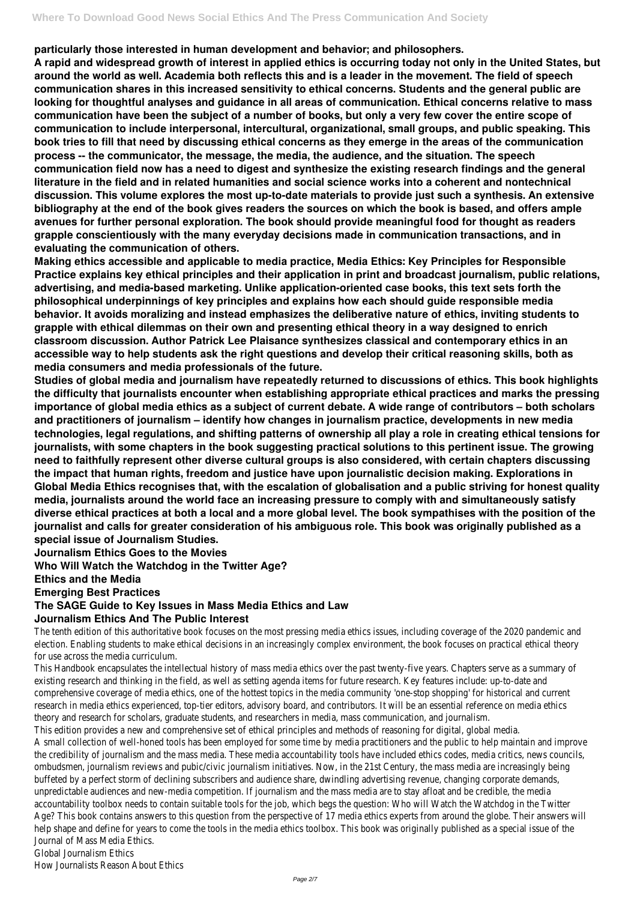particularly those interested in human development and behavior; and philosophers.

**A rapid and widespread growth of interest in applied ethics is occurring today not only in the United States, but around the world as well. Academia both reflects this and is a leader in the movement. The field of speech communication shares in this increased sensitivity to ethical concerns. Students and the general public are looking for thoughtful analyses and guidance in all areas of communication. Ethical concerns relative to mass communication have been the subject of a number of books, but only a very few cover the entire scope of communication to include interpersonal, intercultural, organizational, small groups, and public speaking. This book tries to fill that need by discussing ethical concerns as they emerge in the areas of the communication process -- the communicator, the message, the media, the audience, and the situation. The speech communication field now has a need to digest and synthesize the existing research findings and the general literature in the field and in related humanities and social science works into a coherent and nontechnical discussion. This volume explores the most up-to-date materials to provide just such a synthesis. An extensive bibliography at the end of the book gives readers the sources on which the book is based, and offers ample avenues for further personal exploration. The book should provide meaningful food for thought as readers grapple conscientiously with the many everyday decisions made in communication transactions, and in evaluating the communication of others.**

**Making ethics accessible and applicable to media practice, Media Ethics: Key Principles for Responsible Practice explains key ethical principles and their application in print and broadcast journalism, public relations, advertising, and media-based marketing. Unlike application-oriented case books, this text sets forth the philosophical underpinnings of key principles and explains how each should guide responsible media behavior. It avoids moralizing and instead emphasizes the deliberative nature of ethics, inviting students to grapple with ethical dilemmas on their own and presenting ethical theory in a way designed to enrich classroom discussion. Author Patrick Lee Plaisance synthesizes classical and contemporary ethics in an accessible way to help students ask the right questions and develop their critical reasoning skills, both as media consumers and media professionals of the future.**

**Studies of global media and journalism have repeatedly returned to discussions of ethics. This book highlights the difficulty that journalists encounter when establishing appropriate ethical practices and marks the pressing importance of global media ethics as a subject of current debate. A wide range of contributors – both scholars and practitioners of journalism – identify how changes in journalism practice, developments in new media technologies, legal regulations, and shifting patterns of ownership all play a role in creating ethical tensions for journalists, with some chapters in the book suggesting practical solutions to this pertinent issue. The growing need to faithfully represent other diverse cultural groups is also considered, with certain chapters discussing the impact that human rights, freedom and justice have upon journalistic decision making. Explorations in Global Media Ethics recognises that, with the escalation of globalisation and a public striving for honest quality media, journalists around the world face an increasing pressure to comply with and simultaneously satisfy diverse ethical practices at both a local and a more global level. The book sympathises with the position of the journalist and calls for greater consideration of his ambiguous role. This book was originally published as a special issue of Journalism Studies.**

**Journalism Ethics Goes to the Movies**
**Who Will Watch the Watchdog in the Twitter Age?**
**Ethics and the Media**
**Emerging Best Practices**
**The SAGE Guide to Key Issues in Mass Media Ethics and Law**
**Journalism Ethics And The Public Interest**

The tenth edition of this authoritative book focuses on the most pressing media ethics issues, including coverage of the 2020 pandemic and election. Enabling students to make ethical decisions in an increasingly complex environment, the book focuses on practical ethical theory for use across the media curriculum.

This Handbook encapsulates the intellectual history of mass media ethics over the past twenty-five years. Chapters serve as a summary of existing research and thinking in the field, as well as setting agenda items for future research. Key features include: up-to-date and comprehensive coverage of media ethics, one of the hottest topics in the media community 'one-stop shopping' for historical and current research in media ethics experienced, top-tier editors, advisory board, and contributors. It will be an essential reference on media ethics theory and research for scholars, graduate students, and researchers in media, mass communication, and journalism.

This edition provides a new and comprehensive set of ethical principles and methods of reasoning for digital, global media.

A small collection of well-honed tools has been employed for some time by media practitioners and the public to help maintain and improve the credibility of journalism and the mass media. These media accountability tools have included ethics codes, media critics, news councils, ombudsmen, journalism reviews and pubic/civic journalism initiatives. Now, in the 21st Century, the mass media are increasingly being buffeted by a perfect storm of declining subscribers and audience share, dwindling advertising revenue, changing corporate demands, unpredictable audiences and new-media competition. If journalism and the mass media are to stay afloat and be credible, the media accountability toolbox needs to contain suitable tools for the job, which begs the question: Who will Watch the Watchdog in the Twitter Age? This book contains answers to this question from the perspective of 17 media ethics experts from around the globe. Their answers will help shape and define for years to come the tools in the media ethics toolbox. This book was originally published as a special issue of the Journal of Mass Media Ethics.

Global Journalism Ethics
How Journalists Reason About Ethics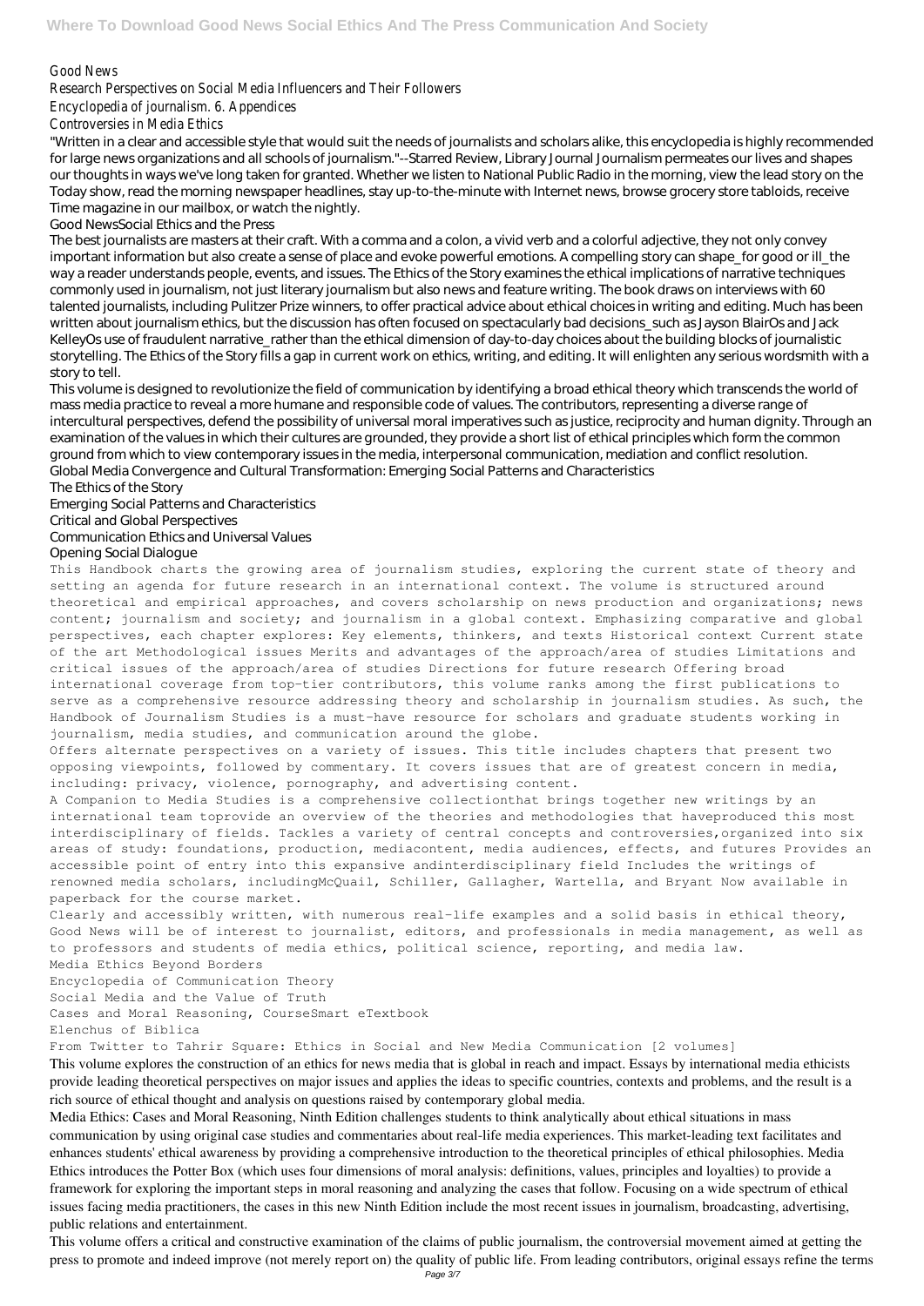Good News
Research Perspectives on Social Media Influencers and Their Followers
Encyclopedia of journalism. 6. Appendices
Controversies in Media Ethics

"Written in a clear and accessible style that would suit the needs of journalists and scholars alike, this encyclopedia is highly recommended for large news organizations and all schools of journalism."--Starred Review, Library Journal Journalism permeates our lives and shapes our thoughts in ways we've long taken for granted. Whether we listen to National Public Radio in the morning, view the lead story on the Today show, read the morning newspaper headlines, stay up-to-the-minute with Internet news, browse grocery store tabloids, receive Time magazine in our mailbox, or watch the nightly.

Good NewsSocial Ethics and the Press

The best journalists are masters at their craft. With a comma and a colon, a vivid verb and a colorful adjective, they not only convey important information but also create a sense of place and evoke powerful emotions. A compelling story can shape_for good or ill_the way a reader understands people, events, and issues. The Ethics of the Story examines the ethical implications of narrative techniques commonly used in journalism, not just literary journalism but also news and feature writing. The book draws on interviews with 60 talented journalists, including Pulitzer Prize winners, to offer practical advice about ethical choices in writing and editing. Much has been written about journalism ethics, but the discussion has often focused on spectacularly bad decisions_such as Jayson BlairOs and Jack KelleyOs use of fraudulent narrative_rather than the ethical dimension of day-to-day choices about the building blocks of journalistic storytelling. The Ethics of the Story fills a gap in current work on ethics, writing, and editing. It will enlighten any serious wordsmith with a story to tell.

This volume is designed to revolutionize the field of communication by identifying a broad ethical theory which transcends the world of mass media practice to reveal a more humane and responsible code of values. The contributors, representing a diverse range of intercultural perspectives, defend the possibility of universal moral imperatives such as justice, reciprocity and human dignity. Through an examination of the values in which their cultures are grounded, they provide a short list of ethical principles which form the common ground from which to view contemporary issues in the media, interpersonal communication, mediation and conflict resolution.

Global Media Convergence and Cultural Transformation: Emerging Social Patterns and Characteristics
The Ethics of the Story
Emerging Social Patterns and Characteristics
Critical and Global Perspectives
Communication Ethics and Universal Values
Opening Social Dialogue

This Handbook charts the growing area of journalism studies, exploring the current state of theory and setting an agenda for future research in an international context. The volume is structured around theoretical and empirical approaches, and covers scholarship on news production and organizations; news content; journalism and society; and journalism in a global context. Emphasizing comparative and global perspectives, each chapter explores: Key elements, thinkers, and texts Historical context Current state of the art Methodological issues Merits and advantages of the approach/area of studies Limitations and critical issues of the approach/area of studies Directions for future research Offering broad international coverage from top-tier contributors, this volume ranks among the first publications to serve as a comprehensive resource addressing theory and scholarship in journalism studies. As such, the Handbook of Journalism Studies is a must-have resource for scholars and graduate students working in journalism, media studies, and communication around the globe.

Offers alternate perspectives on a variety of issues. This title includes chapters that present two opposing viewpoints, followed by commentary. It covers issues that are of greatest concern in media, including: privacy, violence, pornography, and advertising content.

A Companion to Media Studies is a comprehensive collectionthat brings together new writings by an international team toprovide an overview of the theories and methodologies that haveproduced this most interdisciplinary of fields. Tackles a variety of central concepts and controversies,organized into six areas of study: foundations, production, mediacontent, media audiences, effects, and futures Provides an accessible point of entry into this expansive andinterdisciplinary field Includes the writings of renowned media scholars, includingMcQuail, Schiller, Gallagher, Wartella, and Bryant Now available in paperback for the course market.

Clearly and accessibly written, with numerous real-life examples and a solid basis in ethical theory, Good News will be of interest to journalist, editors, and professionals in media management, as well as to professors and students of media ethics, political science, reporting, and media law.

Media Ethics Beyond Borders
Encyclopedia of Communication Theory
Social Media and the Value of Truth
Cases and Moral Reasoning, CourseSmart eTextbook
Elenchus of Biblica
From Twitter to Tahrir Square: Ethics in Social and New Media Communication [2 volumes]

This volume explores the construction of an ethics for news media that is global in reach and impact. Essays by international media ethicists provide leading theoretical perspectives on major issues and applies the ideas to specific countries, contexts and problems, and the result is a rich source of ethical thought and analysis on questions raised by contemporary global media.

Media Ethics: Cases and Moral Reasoning, Ninth Edition challenges students to think analytically about ethical situations in mass communication by using original case studies and commentaries about real-life media experiences. This market-leading text facilitates and enhances students' ethical awareness by providing a comprehensive introduction to the theoretical principles of ethical philosophies. Media Ethics introduces the Potter Box (which uses four dimensions of moral analysis: definitions, values, principles and loyalties) to provide a framework for exploring the important steps in moral reasoning and analyzing the cases that follow. Focusing on a wide spectrum of ethical issues facing media practitioners, the cases in this new Ninth Edition include the most recent issues in journalism, broadcasting, advertising, public relations and entertainment.

This volume offers a critical and constructive examination of the claims of public journalism, the controversial movement aimed at getting the press to promote and indeed improve (not merely report on) the quality of public life. From leading contributors, original essays refine the terms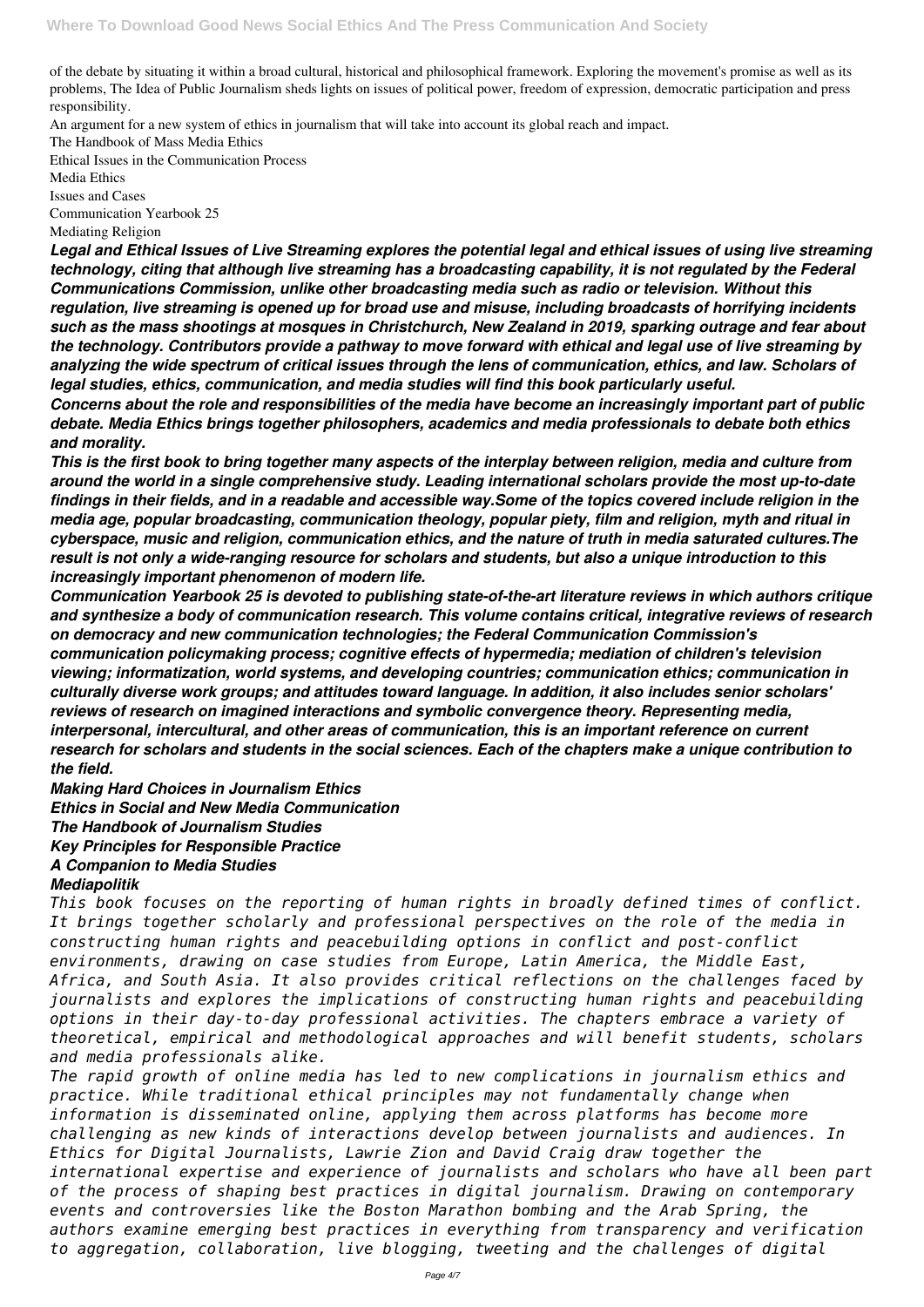of the debate by situating it within a broad cultural, historical and philosophical framework. Exploring the movement's promise as well as its problems, The Idea of Public Journalism sheds lights on issues of political power, freedom of expression, democratic participation and press responsibility.

An argument for a new system of ethics in journalism that will take into account its global reach and impact.

The Handbook of Mass Media Ethics
Ethical Issues in the Communication Process
Media Ethics
Issues and Cases
Communication Yearbook 25
Mediating Religion

***Legal and Ethical Issues of Live Streaming explores the potential legal and ethical issues of using live streaming technology, citing that although live streaming has a broadcasting capability, it is not regulated by the Federal Communications Commission, unlike other broadcasting media such as radio or television. Without this regulation, live streaming is opened up for broad use and misuse, including broadcasts of horrifying incidents such as the mass shootings at mosques in Christchurch, New Zealand in 2019, sparking outrage and fear about the technology. Contributors provide a pathway to move forward with ethical and legal use of live streaming by analyzing the wide spectrum of critical issues through the lens of communication, ethics, and law. Scholars of legal studies, ethics, communication, and media studies will find this book particularly useful.***

***Concerns about the role and responsibilities of the media have become an increasingly important part of public debate. Media Ethics brings together philosophers, academics and media professionals to debate both ethics and morality.***

***This is the first book to bring together many aspects of the interplay between religion, media and culture from around the world in a single comprehensive study. Leading international scholars provide the most up-to-date findings in their fields, and in a readable and accessible way.Some of the topics covered include religion in the media age, popular broadcasting, communication theology, popular piety, film and religion, myth and ritual in cyberspace, music and religion, communication ethics, and the nature of truth in media saturated cultures.The result is not only a wide-ranging resource for scholars and students, but also a unique introduction to this increasingly important phenomenon of modern life.***

***Communication Yearbook 25 is devoted to publishing state-of-the-art literature reviews in which authors critique and synthesize a body of communication research. This volume contains critical, integrative reviews of research on democracy and new communication technologies; the Federal Communication Commission's communication policymaking process; cognitive effects of hypermedia; mediation of children's television viewing; informatization, world systems, and developing countries; communication ethics; communication in culturally diverse work groups; and attitudes toward language. In addition, it also includes senior scholars' reviews of research on imagined interactions and symbolic convergence theory. Representing media, interpersonal, intercultural, and other areas of communication, this is an important reference on current research for scholars and students in the social sciences. Each of the chapters make a unique contribution to the field.***

***Making Hard Choices in Journalism Ethics***
***Ethics in Social and New Media Communication***
***The Handbook of Journalism Studies***
***Key Principles for Responsible Practice***
***A Companion to Media Studies***
***Mediapolitik***

*This book focuses on the reporting of human rights in broadly defined times of conflict. It brings together scholarly and professional perspectives on the role of the media in constructing human rights and peacebuilding options in conflict and post-conflict environments, drawing on case studies from Europe, Latin America, the Middle East, Africa, and South Asia. It also provides critical reflections on the challenges faced by journalists and explores the implications of constructing human rights and peacebuilding options in their day-to-day professional activities. The chapters embrace a variety of theoretical, empirical and methodological approaches and will benefit students, scholars and media professionals alike.*

*The rapid growth of online media has led to new complications in journalism ethics and practice. While traditional ethical principles may not fundamentally change when information is disseminated online, applying them across platforms has become more challenging as new kinds of interactions develop between journalists and audiences. In Ethics for Digital Journalists, Lawrie Zion and David Craig draw together the international expertise and experience of journalists and scholars who have all been part of the process of shaping best practices in digital journalism. Drawing on contemporary events and controversies like the Boston Marathon bombing and the Arab Spring, the authors examine emerging best practices in everything from transparency and verification to aggregation, collaboration, live blogging, tweeting and the challenges of digital*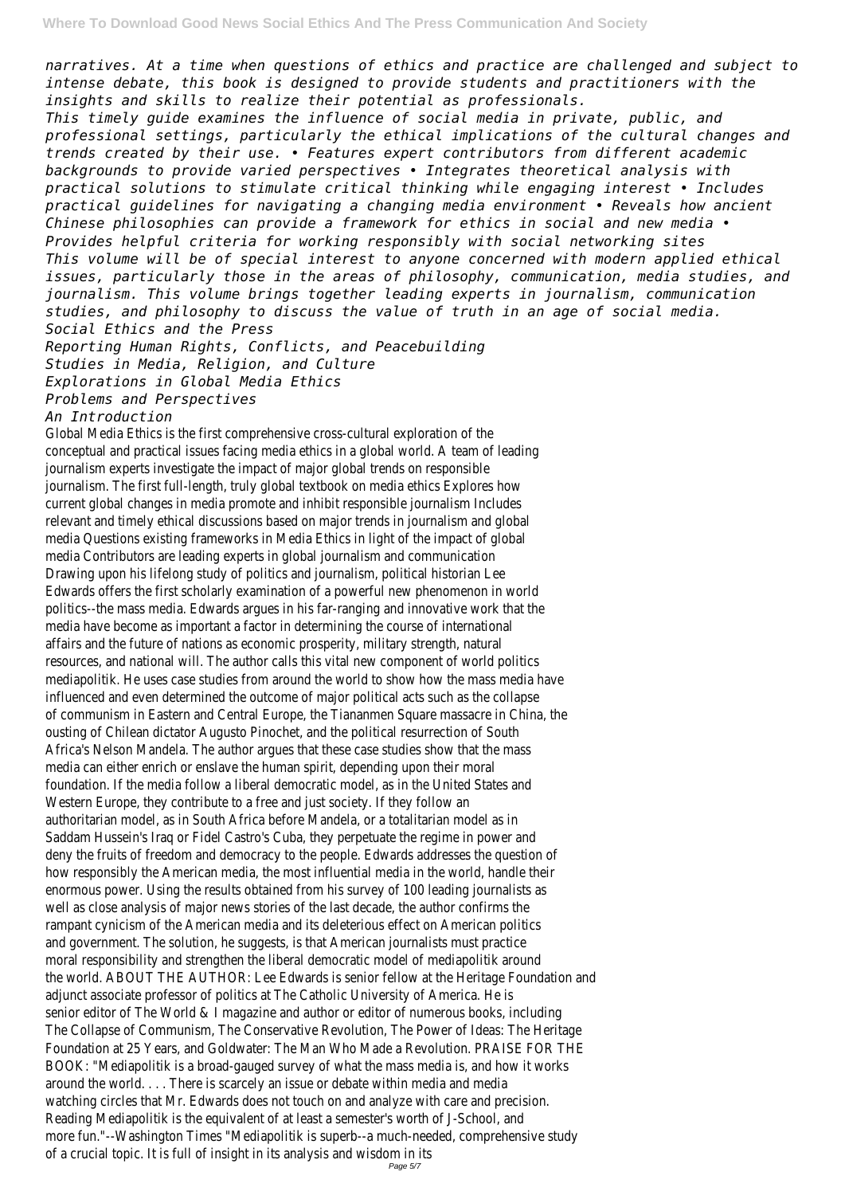*narratives. At a time when questions of ethics and practice are challenged and subject to intense debate, this book is designed to provide students and practitioners with the insights and skills to realize their potential as professionals.*

*This timely guide examines the influence of social media in private, public, and professional settings, particularly the ethical implications of the cultural changes and trends created by their use. • Features expert contributors from different academic backgrounds to provide varied perspectives • Integrates theoretical analysis with practical solutions to stimulate critical thinking while engaging interest • Includes practical guidelines for navigating a changing media environment • Reveals how ancient Chinese philosophies can provide a framework for ethics in social and new media • Provides helpful criteria for working responsibly with social networking sites*

*This volume will be of special interest to anyone concerned with modern applied ethical issues, particularly those in the areas of philosophy, communication, media studies, and journalism. This volume brings together leading experts in journalism, communication studies, and philosophy to discuss the value of truth in an age of social media.*

*Social Ethics and the Press*

*Reporting Human Rights, Conflicts, and Peacebuilding*

*Studies in Media, Religion, and Culture*

*Explorations in Global Media Ethics*

*Problems and Perspectives*

*An Introduction*

Global Media Ethics is the first comprehensive cross-cultural exploration of the conceptual and practical issues facing media ethics in a global world. A team of leading journalism experts investigate the impact of major global trends on responsible journalism. The first full-length, truly global textbook on media ethics Explores how current global changes in media promote and inhibit responsible journalism Includes relevant and timely ethical discussions based on major trends in journalism and global media Questions existing frameworks in Media Ethics in light of the impact of global media Contributors are leading experts in global journalism and communication

Drawing upon his lifelong study of politics and journalism, political historian Lee Edwards offers the first scholarly examination of a powerful new phenomenon in world politics--the mass media. Edwards argues in his far-ranging and innovative work that the media have become as important a factor in determining the course of international affairs and the future of nations as economic prosperity, military strength, natural resources, and national will. The author calls this vital new component of world politics mediapolitik. He uses case studies from around the world to show how the mass media have influenced and even determined the outcome of major political acts such as the collapse of communism in Eastern and Central Europe, the Tiananmen Square massacre in China, the ousting of Chilean dictator Augusto Pinochet, and the political resurrection of South Africa's Nelson Mandela. The author argues that these case studies show that the mass media can either enrich or enslave the human spirit, depending upon their moral foundation. If the media follow a liberal democratic model, as in the United States and Western Europe, they contribute to a free and just society. If they follow an authoritarian model, as in South Africa before Mandela, or a totalitarian model as in Saddam Hussein's Iraq or Fidel Castro's Cuba, they perpetuate the regime in power and deny the fruits of freedom and democracy to the people. Edwards addresses the question of how responsibly the American media, the most influential media in the world, handle their enormous power. Using the results obtained from his survey of 100 leading journalists as well as close analysis of major news stories of the last decade, the author confirms the rampant cynicism of the American media and its deleterious effect on American politics and government. The solution, he suggests, is that American journalists must practice moral responsibility and strengthen the liberal democratic model of mediapolitik around the world. ABOUT THE AUTHOR: Lee Edwards is senior fellow at the Heritage Foundation and adjunct associate professor of politics at The Catholic University of America. He is senior editor of The World & I magazine and author or editor of numerous books, including The Collapse of Communism, The Conservative Revolution, The Power of Ideas: The Heritage Foundation at 25 Years, and Goldwater: The Man Who Made a Revolution. PRAISE FOR THE BOOK: "Mediapolitik is a broad-gauged survey of what the mass media is, and how it works around the world. . . . There is scarcely an issue or debate within media and media watching circles that Mr. Edwards does not touch on and analyze with care and precision. Reading Mediapolitik is the equivalent of at least a semester's worth of J-School, and more fun."--Washington Times "Mediapolitik is superb--a much-needed, comprehensive study of a crucial topic. It is full of insight in its analysis and wisdom in its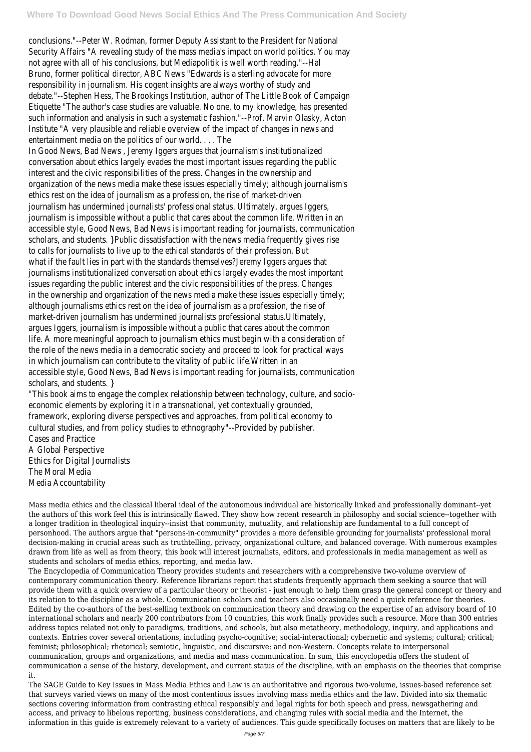conclusions."--Peter W. Rodman, former Deputy Assistant to the President for National Security Affairs "A revealing study of the mass media's impact on world politics. You may not agree with all of his conclusions, but Mediapolitik is well worth reading."--Hal Bruno, former political director, ABC News "Edwards is a sterling advocate for more responsibility in journalism. His cogent insights are always worthy of study and debate."--Stephen Hess, The Brookings Institution, author of The Little Book of Campaign Etiquette "The author's case studies are valuable. No one, to my knowledge, has presented such information and analysis in such a systematic fashion."--Prof. Marvin Olasky, Acton Institute "A very plausible and reliable overview of the impact of changes in news and entertainment media on the politics of our world. . . . The

In Good News, Bad News , Jeremy Iggers argues that journalism's institutionalized conversation about ethics largely evades the most important issues regarding the public interest and the civic responsibilities of the press. Changes in the ownership and organization of the news media make these issues especially timely; although journalism's ethics rest on the idea of journalism as a profession, the rise of market-driven journalism has undermined journalists' professional status. Ultimately, argues Iggers, journalism is impossible without a public that cares about the common life. Written in an accessible style, Good News, Bad News is important reading for journalists, communication scholars, and students. }Public dissatisfaction with the news media frequently gives rise to calls for journalists to live up to the ethical standards of their profession. But what if the fault lies in part with the standards themselves?Jeremy Iggers argues that journalisms institutionalized conversation about ethics largely evades the most important issues regarding the public interest and the civic responsibilities of the press. Changes in the ownership and organization of the news media make these issues especially timely; although journalisms ethics rest on the idea of journalism as a profession, the rise of market-driven journalism has undermined journalists professional status.Ultimately, argues Iggers, journalism is impossible without a public that cares about the common life. A more meaningful approach to journalism ethics must begin with a consideration of the role of the news media in a democratic society and proceed to look for practical ways in which journalism can contribute to the vitality of public life.Written in an accessible style, Good News, Bad News is important reading for journalists, communication scholars, and students. }

"This book aims to engage the complex relationship between technology, culture, and socio-economic elements by exploring it in a transnational, yet contextually grounded, framework, exploring diverse perspectives and approaches, from political economy to cultural studies, and from policy studies to ethnography"--Provided by publisher.

Cases and Practice
A Global Perspective
Ethics for Digital Journalists
The Moral Media
Media Accountability

Mass media ethics and the classical liberal ideal of the autonomous individual are historically linked and professionally dominant--yet the authors of this work feel this is intrinsically flawed. They show how recent research in philosophy and social science--together with a longer tradition in theological inquiry--insist that community, mutuality, and relationship are fundamental to a full concept of personhood. The authors argue that "persons-in-community" provides a more defensible grounding for journalists' professional moral decision-making in crucial areas such as truthtelling, privacy, organizational culture, and balanced coverage. With numerous examples drawn from life as well as from theory, this book will interest journalists, editors, and professionals in media management as well as students and scholars of media ethics, reporting, and media law.

The Encyclopedia of Communication Theory provides students and researchers with a comprehensive two-volume overview of contemporary communication theory. Reference librarians report that students frequently approach them seeking a source that will provide them with a quick overview of a particular theory or theorist - just enough to help them grasp the general concept or theory and its relation to the discipline as a whole. Communication scholars and teachers also occasionally need a quick reference for theories. Edited by the co-authors of the best-selling textbook on communication theory and drawing on the expertise of an advisory board of 10 international scholars and nearly 200 contributors from 10 countries, this work finally provides such a resource. More than 300 entries address topics related not only to paradigms, traditions, and schools, but also metatheory, methodology, inquiry, and applications and contexts. Entries cover several orientations, including psycho-cognitive; social-interactional; cybernetic and systems; cultural; critical; feminist; philosophical; rhetorical; semiotic, linguistic, and discursive; and non-Western. Concepts relate to interpersonal communication, groups and organizations, and media and mass communication. In sum, this encyclopedia offers the student of communication a sense of the history, development, and current status of the discipline, with an emphasis on the theories that comprise it.

The SAGE Guide to Key Issues in Mass Media Ethics and Law is an authoritative and rigorous two-volume, issues-based reference set that surveys varied views on many of the most contentious issues involving mass media ethics and the law. Divided into six thematic sections covering information from contrasting ethical responsibly and legal rights for both speech and press, newsgathering and access, and privacy to libelous reporting, business considerations, and changing rules with social media and the Internet, the information in this guide is extremely relevant to a variety of audiences. This guide specifically focuses on matters that are likely to be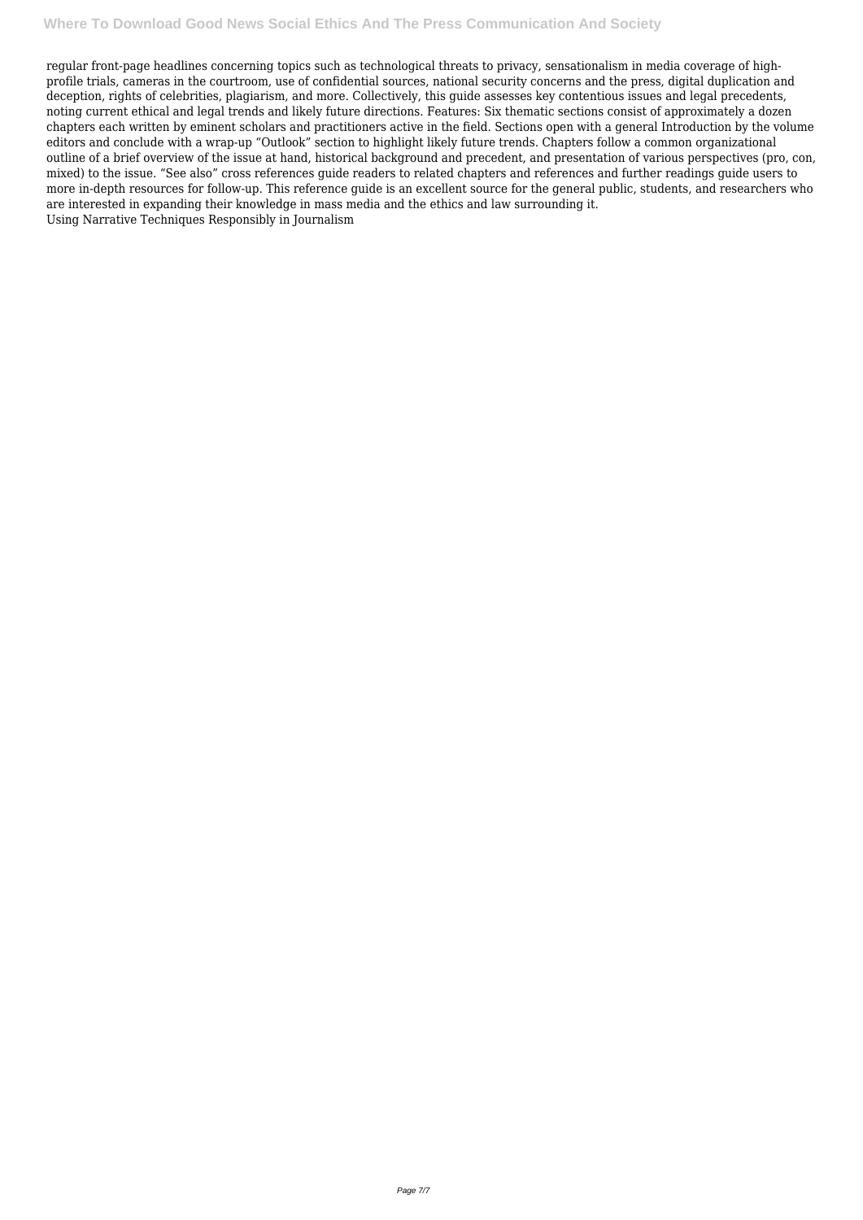regular front-page headlines concerning topics such as technological threats to privacy, sensationalism in media coverage of high-profile trials, cameras in the courtroom, use of confidential sources, national security concerns and the press, digital duplication and deception, rights of celebrities, plagiarism, and more. Collectively, this guide assesses key contentious issues and legal precedents, noting current ethical and legal trends and likely future directions. Features: Six thematic sections consist of approximately a dozen chapters each written by eminent scholars and practitioners active in the field. Sections open with a general Introduction by the volume editors and conclude with a wrap-up "Outlook" section to highlight likely future trends. Chapters follow a common organizational outline of a brief overview of the issue at hand, historical background and precedent, and presentation of various perspectives (pro, con, mixed) to the issue. "See also" cross references guide readers to related chapters and references and further readings guide users to more in-depth resources for follow-up. This reference guide is an excellent source for the general public, students, and researchers who are interested in expanding their knowledge in mass media and the ethics and law surrounding it.

Using Narrative Techniques Responsibly in Journalism